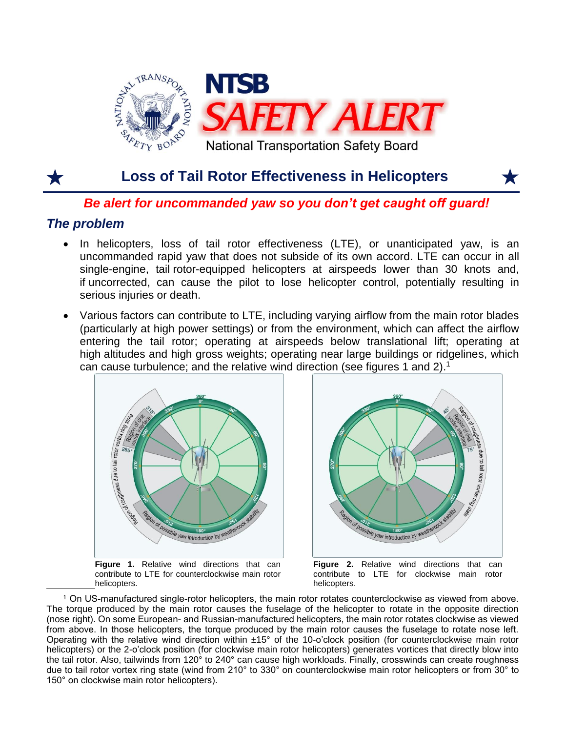# NTSB SAFETY ALERT

National Transportation Safety Board

## ★ Loss of Tail Rotor Effectiveness in Helicopters ★

***Be alert for uncommanded yaw so you don't get caught off guard!***

### *The problem*

- In helicopters, loss of tail rotor effectiveness (LTE), or unanticipated yaw, is an uncommanded rapid yaw that does not subside of its own accord. LTE can occur in all single-engine, tail rotor-equipped helicopters at airspeeds lower than 30 knots and, if uncorrected, can cause the pilot to lose helicopter control, potentially resulting in serious injuries or death.
- Various factors can contribute to LTE, including varying airflow from the main rotor blades (particularly at high power settings) or from the environment, which can affect the airflow entering the tail rotor; operating at airspeeds below translational lift; operating at high altitudes and high gross weights; operating near large buildings or ridgelines, which can cause turbulence; and the relative wind direction (see figures 1 and 2).[1]

**Figure 1.** Relative wind directions that can contribute to LTE for counterclockwise main rotor helicopters.

**Figure 2.** Relative wind directions that can contribute to LTE for clockwise main rotor helicopters.

---

[1] On US-manufactured single-rotor helicopters, the main rotor rotates counterclockwise as viewed from above. The torque produced by the main rotor causes the fuselage of the helicopter to rotate in the opposite direction (nose right). On some European- and Russian-manufactured helicopters, the main rotor rotates clockwise as viewed from above. In those helicopters, the torque produced by the main rotor causes the fuselage to rotate nose left. Operating with the relative wind direction within ±15° of the 10-o'clock position (for counterclockwise main rotor helicopters) or the 2-o'clock position (for clockwise main rotor helicopters) generates vortices that directly blow into the tail rotor. Also, tailwinds from 120° to 240° can cause high workloads. Finally, crosswinds can create roughness due to tail rotor vortex ring state (wind from 210° to 330° on counterclockwise main rotor helicopters or from 30° to 150° on clockwise main rotor helicopters).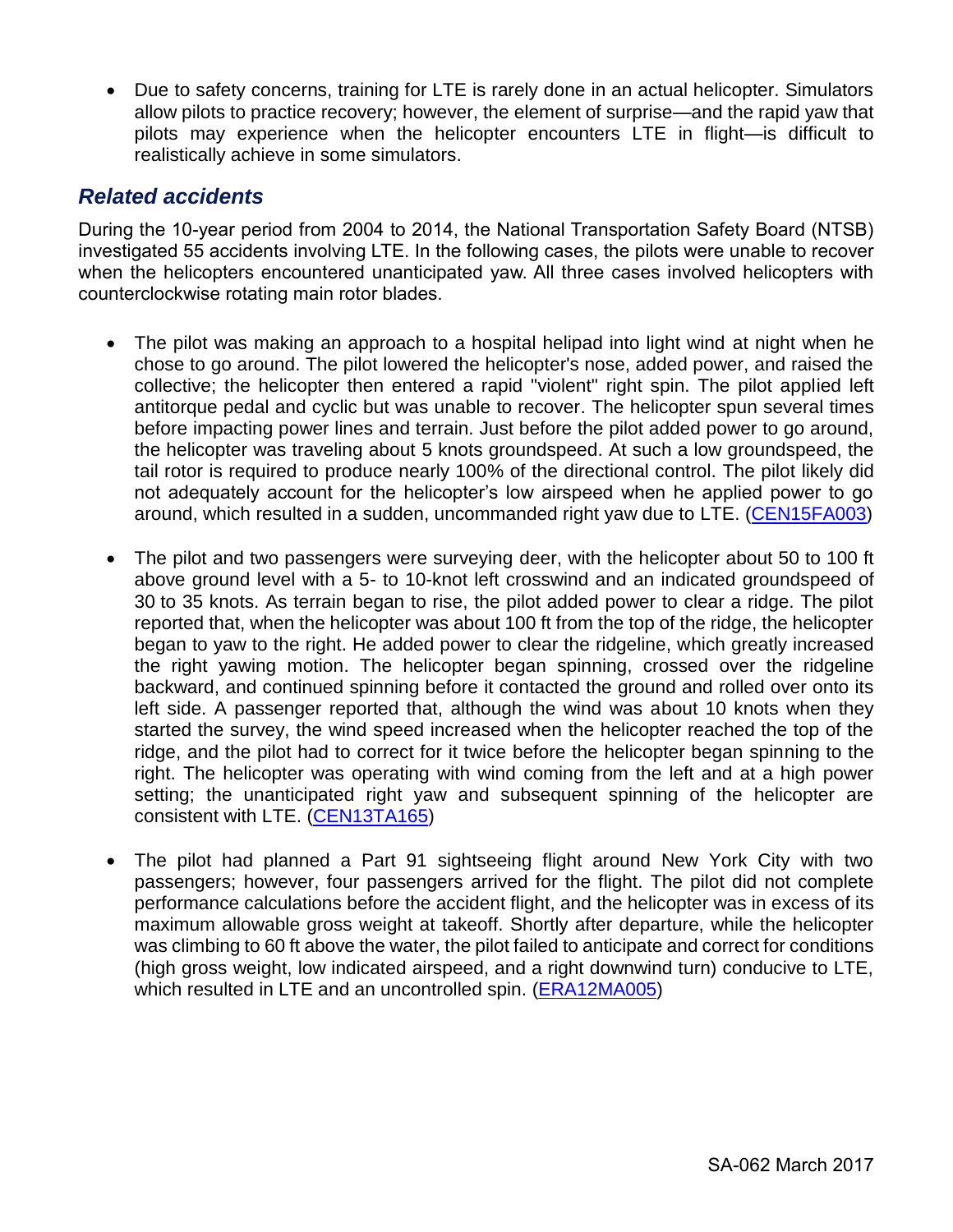- Due to safety concerns, training for LTE is rarely done in an actual helicopter. Simulators allow pilots to practice recovery; however, the element of surprise—and the rapid yaw that pilots may experience when the helicopter encounters LTE in flight—is difficult to realistically achieve in some simulators.

## *Related accidents*

During the 10-year period from 2004 to 2014, the National Transportation Safety Board (NTSB) investigated 55 accidents involving LTE. In the following cases, the pilots were unable to recover when the helicopters encountered unanticipated yaw. All three cases involved helicopters with counterclockwise rotating main rotor blades.

- The pilot was making an approach to a hospital helipad into light wind at night when he chose to go around. The pilot lowered the helicopter's nose, added power, and raised the collective; the helicopter then entered a rapid "violent" right spin. The pilot applied left antitorque pedal and cyclic but was unable to recover. The helicopter spun several times before impacting power lines and terrain. Just before the pilot added power to go around, the helicopter was traveling about 5 knots groundspeed. At such a low groundspeed, the tail rotor is required to produce nearly 100% of the directional control. The pilot likely did not adequately account for the helicopter's low airspeed when he applied power to go around, which resulted in a sudden, uncommanded right yaw due to LTE. (CEN15FA003)

- The pilot and two passengers were surveying deer, with the helicopter about 50 to 100 ft above ground level with a 5- to 10-knot left crosswind and an indicated groundspeed of 30 to 35 knots. As terrain began to rise, the pilot added power to clear a ridge. The pilot reported that, when the helicopter was about 100 ft from the top of the ridge, the helicopter began to yaw to the right. He added power to clear the ridgeline, which greatly increased the right yawing motion. The helicopter began spinning, crossed over the ridgeline backward, and continued spinning before it contacted the ground and rolled over onto its left side. A passenger reported that, although the wind was about 10 knots when they started the survey, the wind speed increased when the helicopter reached the top of the ridge, and the pilot had to correct for it twice before the helicopter began spinning to the right. The helicopter was operating with wind coming from the left and at a high power setting; the unanticipated right yaw and subsequent spinning of the helicopter are consistent with LTE. (CEN13TA165)

- The pilot had planned a Part 91 sightseeing flight around New York City with two passengers; however, four passengers arrived for the flight. The pilot did not complete performance calculations before the accident flight, and the helicopter was in excess of its maximum allowable gross weight at takeoff. Shortly after departure, while the helicopter was climbing to 60 ft above the water, the pilot failed to anticipate and correct for conditions (high gross weight, low indicated airspeed, and a right downwind turn) conducive to LTE, which resulted in LTE and an uncontrolled spin. (ERA12MA005)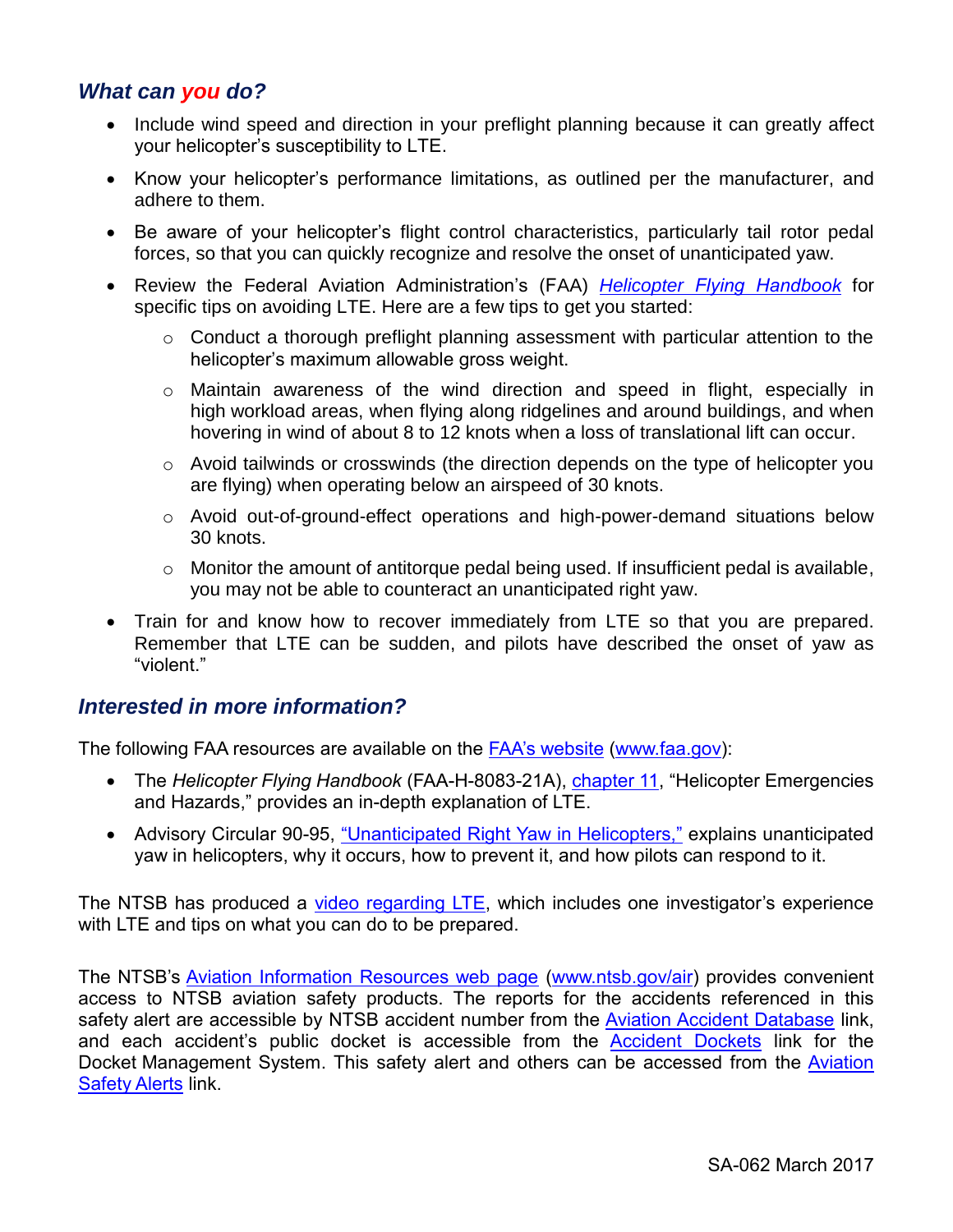## *What can you do?*

- Include wind speed and direction in your preflight planning because it can greatly affect your helicopter's susceptibility to LTE.
- Know your helicopter's performance limitations, as outlined per the manufacturer, and adhere to them.
- Be aware of your helicopter's flight control characteristics, particularly tail rotor pedal forces, so that you can quickly recognize and resolve the onset of unanticipated yaw.
- Review the Federal Aviation Administration's (FAA) *Helicopter Flying Handbook* for specific tips on avoiding LTE. Here are a few tips to get you started:
    - Conduct a thorough preflight planning assessment with particular attention to the helicopter's maximum allowable gross weight.
    - Maintain awareness of the wind direction and speed in flight, especially in high workload areas, when flying along ridgelines and around buildings, and when hovering in wind of about 8 to 12 knots when a loss of translational lift can occur.
    - Avoid tailwinds or crosswinds (the direction depends on the type of helicopter you are flying) when operating below an airspeed of 30 knots.
    - Avoid out-of-ground-effect operations and high-power-demand situations below 30 knots.
    - Monitor the amount of antitorque pedal being used. If insufficient pedal is available, you may not be able to counteract an unanticipated right yaw.
- Train for and know how to recover immediately from LTE so that you are prepared. Remember that LTE can be sudden, and pilots have described the onset of yaw as "violent."

## *Interested in more information?*

The following FAA resources are available on the FAA's website (www.faa.gov):

- The *Helicopter Flying Handbook* (FAA-H-8083-21A), chapter 11, "Helicopter Emergencies and Hazards," provides an in-depth explanation of LTE.
- Advisory Circular 90-95, "Unanticipated Right Yaw in Helicopters," explains unanticipated yaw in helicopters, why it occurs, how to prevent it, and how pilots can respond to it.

The NTSB has produced a video regarding LTE, which includes one investigator's experience with LTE and tips on what you can do to be prepared.

The NTSB's Aviation Information Resources web page (www.ntsb.gov/air) provides convenient access to NTSB aviation safety products. The reports for the accidents referenced in this safety alert are accessible by NTSB accident number from the Aviation Accident Database link, and each accident's public docket is accessible from the Accident Dockets link for the Docket Management System. This safety alert and others can be accessed from the Aviation Safety Alerts link.

SA-062 March 2017